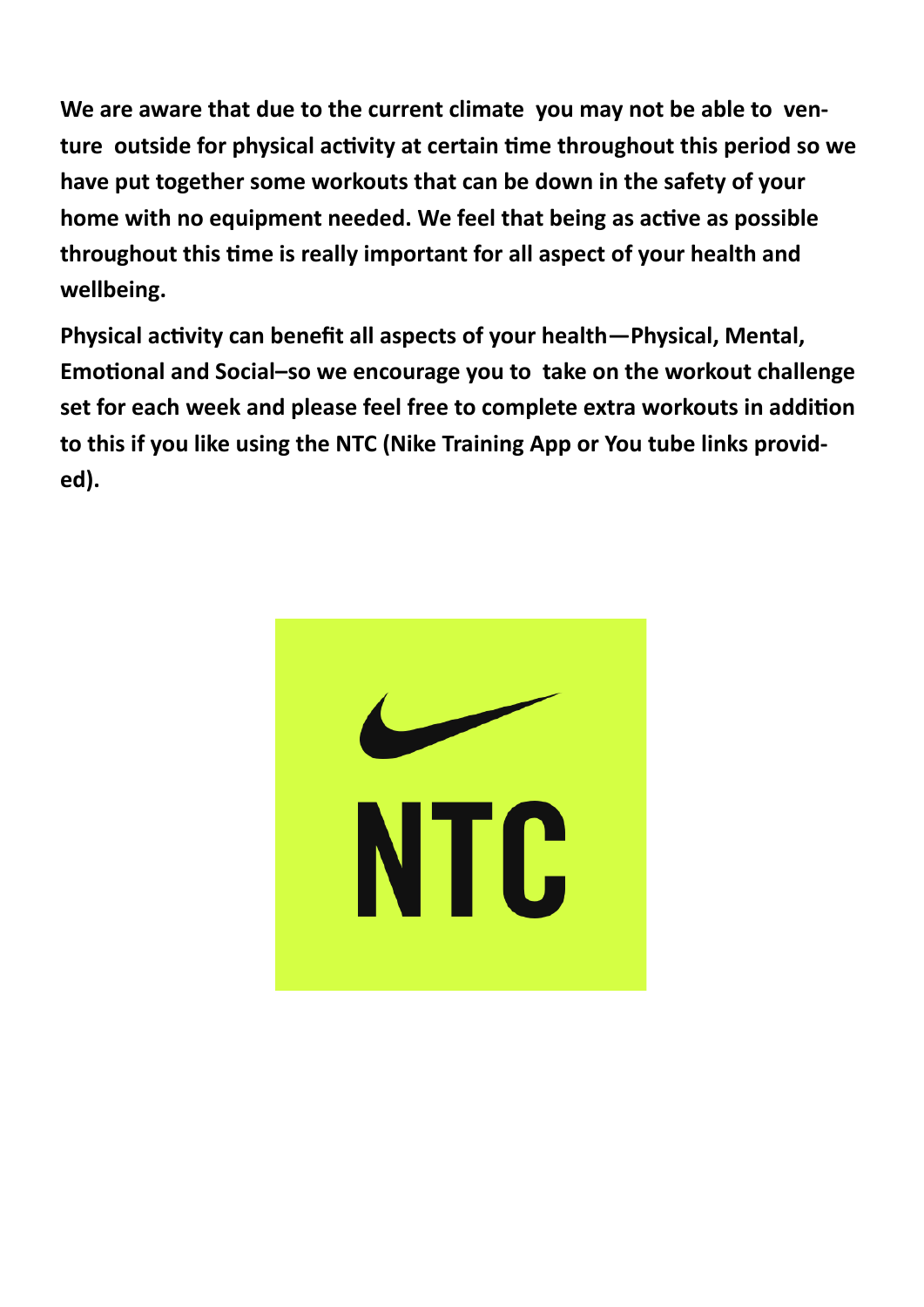**We are aware that due to the current climate you may not be able to venture outside for physical activity at certain time throughout this period so we have put together some workouts that can be down in the safety of your home with no equipment needed. We feel that being as active as possible throughout this time is really important for all aspect of your health and wellbeing.**

**Physical activity can benefit all aspects of your health—Physical, Mental, Emotional and Social–so we encourage you to take on the workout challenge set for each week and please feel free to complete extra workouts in addition to this if you like using the NTC (Nike Training App or You tube links provided).**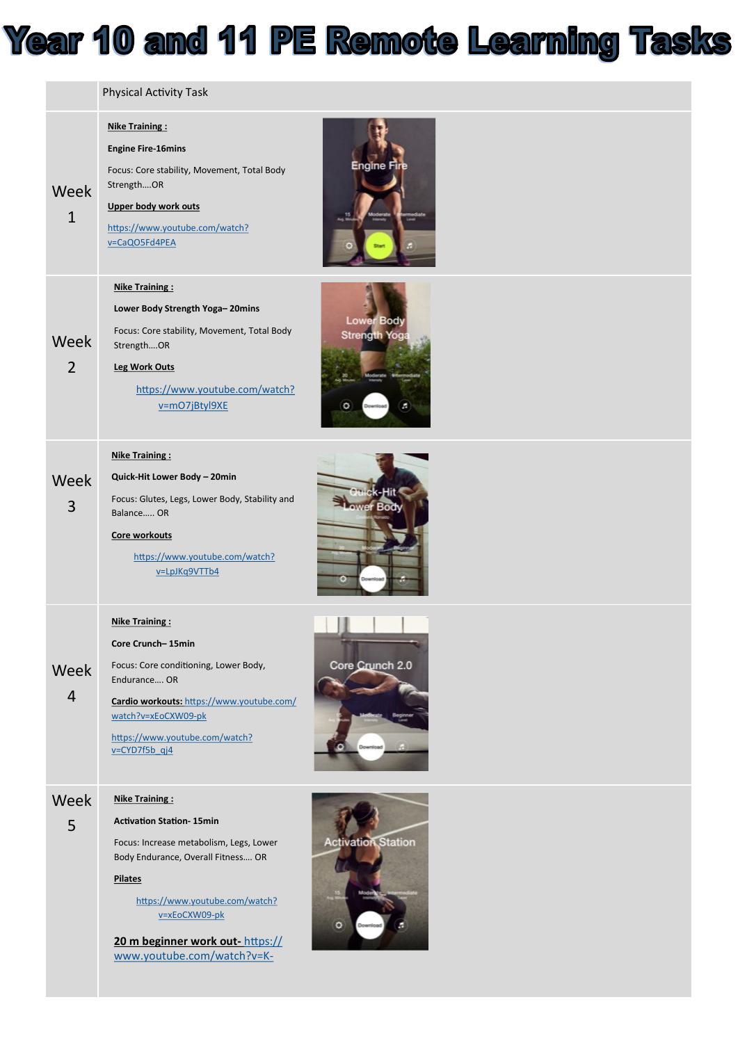# Year 10 and 11 PE Remote Learning Tasks

| | Physical Activity Task |
|---|---|
| Week 1 | **Nike Training :** **Engine Fire-16mins** Focus: Core stability, Movement, Total Body Strength….OR **Upper body work outs** https://www.youtube.com/watch?v=CaQO5Fd4PEA |
| Week 2 | **Nike Training :** **Lower Body Strength Yoga– 20mins** Focus: Core stability, Movement, Total Body Strength….OR **Leg Work Outs** https://www.youtube.com/watch?v=mO7jBtyl9XE |
| Week 3 | **Nike Training :** **Quick-Hit Lower Body – 20min** Focus: Glutes, Legs, Lower Body, Stability and Balance….. OR **Core workouts** https://www.youtube.com/watch?v=LpJKq9VTTb4 |
| Week 4 | **Nike Training :** **Core Crunch– 15min** Focus: Core conditioning, Lower Body, Endurance…. OR **Cardio workouts:** https://www.youtube.com/watch?v=xEoCXW09-pk https://www.youtube.com/watch?v=CYD7f5b_qj4 |
| Week 5 | **Nike Training :** **Activation Station- 15min** Focus: Increase metabolism, Legs, Lower Body Endurance, Overall Fitness…. OR **Pilates** https://www.youtube.com/watch?v=xEoCXW09-pk **20 m beginner work out-** https://www.youtube.com/watch?v=K- |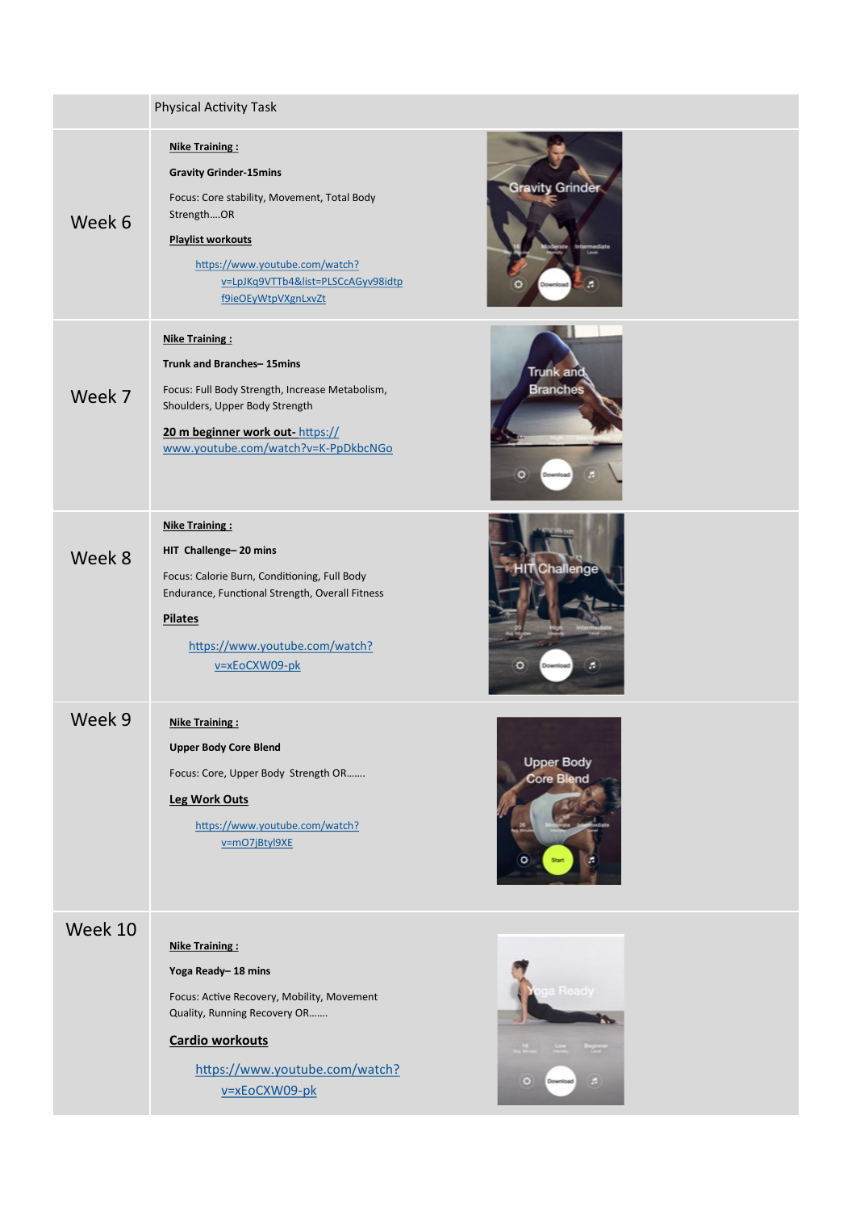| | Physical Activity Task |
|---|---|
| Week 6 | **Nike Training :**<br>**Gravity Grinder-15mins**<br>Focus: Core stability, Movement, Total Body Strength….OR<br>**Playlist workouts**<br>https://www.youtube.com/watch?v=LpJKq9VTTb4&list=PLSCcAGyv98idtpf9ieOEyWtpVXgnLxvZt |
| Week 7 | **Nike Training :**<br>**Trunk and Branches– 15mins**<br>Focus: Full Body Strength, Increase Metabolism, Shoulders, Upper Body Strength<br>**20 m beginner work out-** https://www.youtube.com/watch?v=K-PpDkbcNGo |
| Week 8 | **Nike Training :**<br>**HIT Challenge– 20 mins**<br>Focus: Calorie Burn, Conditioning, Full Body Endurance, Functional Strength, Overall Fitness<br>**Pilates**<br>https://www.youtube.com/watch?v=xEoCXW09-pk |
| Week 9 | **Nike Training :**<br>**Upper Body Core Blend**<br>Focus: Core, Upper Body Strength OR…….<br>**Leg Work Outs**<br>https://www.youtube.com/watch?v=mO7jBtyl9XE |
| Week 10 | **Nike Training :**<br>**Yoga Ready– 18 mins**<br>Focus: Active Recovery, Mobility, Movement Quality, Running Recovery OR…….<br>**Cardio workouts**<br>https://www.youtube.com/watch?v=xEoCXW09-pk |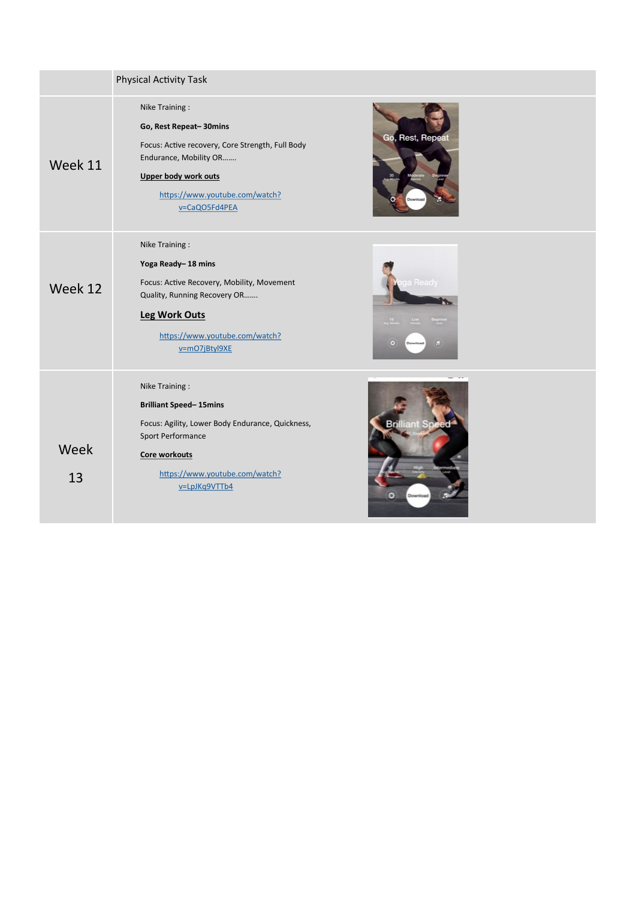| | Physical Activity Task |
|---|---|
| Week 11 | Nike Training :<br><br>**Go, Rest Repeat– 30mins**<br><br>Focus: Active recovery, Core Strength, Full Body Endurance, Mobility OR…….<br><br>**Upper body work outs**<br><br>https://www.youtube.com/watch?v=CaQO5Fd4PEA |
| Week 12 | Nike Training :<br><br>**Yoga Ready– 18 mins**<br><br>Focus: Active Recovery, Mobility, Movement Quality, Running Recovery OR…….<br><br>**Leg Work Outs**<br><br>https://www.youtube.com/watch?v=mO7jBtyl9XE |
| Week 13 | Nike Training :<br><br>**Brilliant Speed– 15mins**<br><br>Focus: Agility, Lower Body Endurance, Quickness, Sport Performance<br><br>**Core workouts**<br><br>https://www.youtube.com/watch?v=LpJKq9VTTb4 |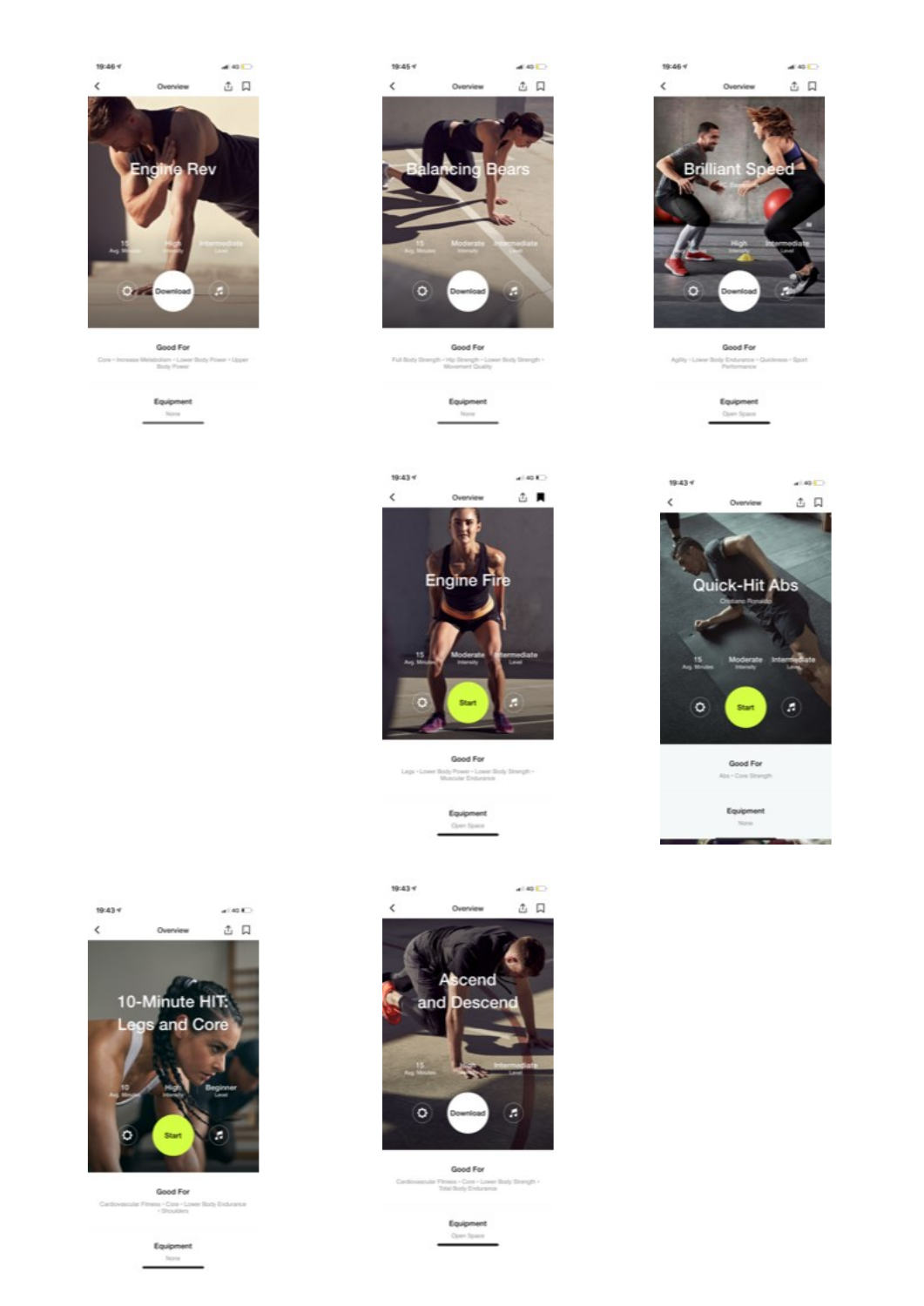Overview

**Engine Rev**

15 Avg. Minutes | High Intensity | Intermediate Level

Download

Good For

Core • Increase Metabolism • Lower Body Power • Upper Body Power

Equipment

None

Overview

**Balancing Bears**

15 Avg. Minutes | Moderate Intensity | Intermediate Level

Download

Good For

Full Body Strength • Hip Strength • Lower Body Strength • Movement Quality

Equipment

None

Overview

**Brilliant Speed**

High Intensity | Intermediate Level

Download

Good For

Agility • Lower Body Endurance • Quickness • Sport Performance

Equipment

Open Space

Overview

**Engine Fire**

15 Avg. Minutes | Moderate Intensity | Intermediate Level

Start

Good For

Legs • Lower Body Power • Lower Body Strength • Muscular Endurance

Equipment

Open Space

Overview

**Quick-Hit Abs**

Cristiano Ronaldo

15 Avg. Minutes | Moderate Intensity | Intermediate Level

Start

Good For

Abs • Core Strength

Equipment

None

Overview

**10-Minute HIIT: Legs and Core**

10 Avg. Minutes | High Intensity | Beginner Level

Start

Good For

Cardiovascular Fitness • Core • Lower Body Endurance • Shoulders

Equipment

None

Overview

**Ascend and Descend**

15 Avg. Minutes | High Intensity | Intermediate Level

Download

Good For

Cardiovascular Fitness • Core • Lower Body Strength • Total Body Endurance

Equipment

Open Space